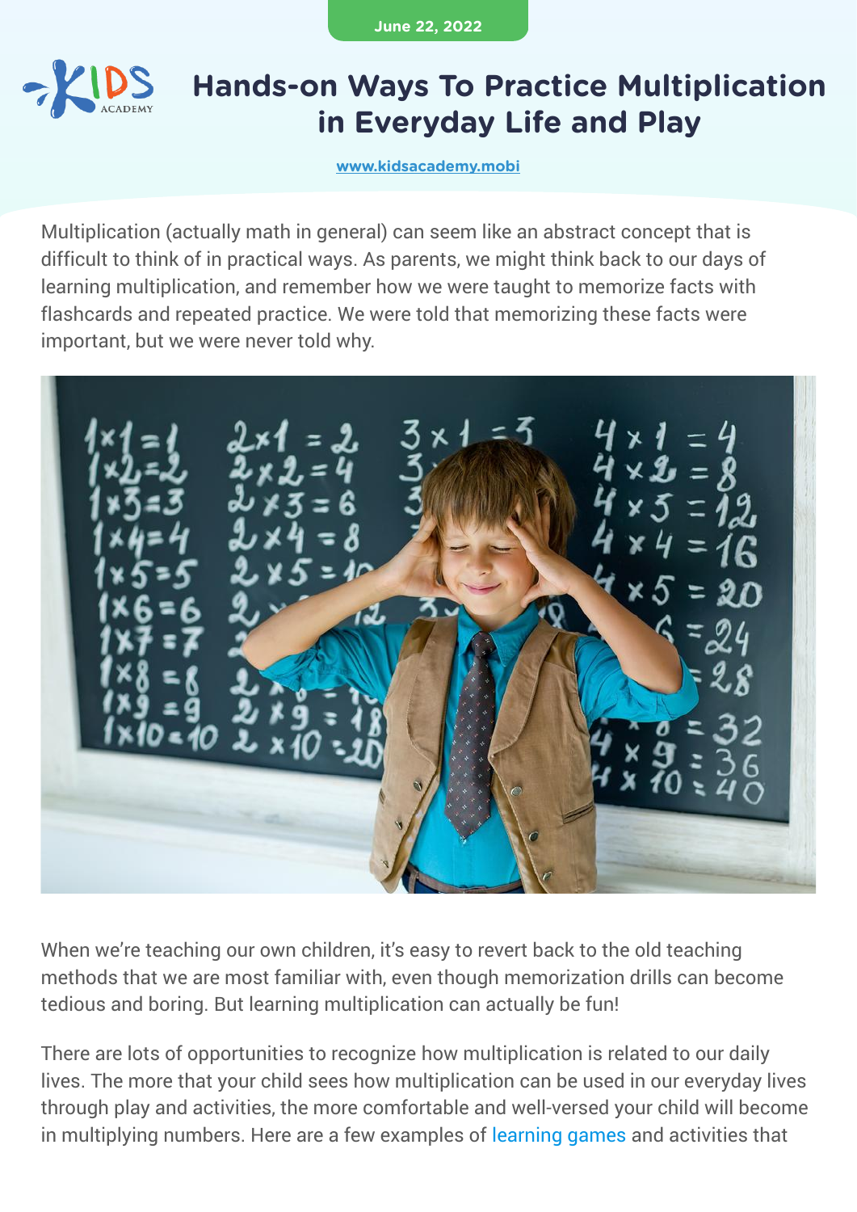June 22, 2022

# Hands-on Ways To Practice Multiplication in Everyday Life and Play

www.kidsacademy.mobi

Multiplication (actually math in general) can seem like an abstract concept that is difficult to think of in practical ways. As parents, we might think back to our days of learning multiplication, and remember how we were taught to memorize facts with flashcards and repeated practice. We were told that memorizing these facts were important, but we were never told why.

When we're teaching our own children, it's easy to revert back to the old teaching methods that we are most familiar with, even though memorization drills can become tedious and boring. But learning multiplication can actually be fun!

There are lots of opportunities to recognize how multiplication is related to our daily lives. The more that your child sees how multiplication can be used in our everyday lives through play and activities, the more comfortable and well-versed your child will become in multiplying numbers. Here are a few examples of learning games and activities that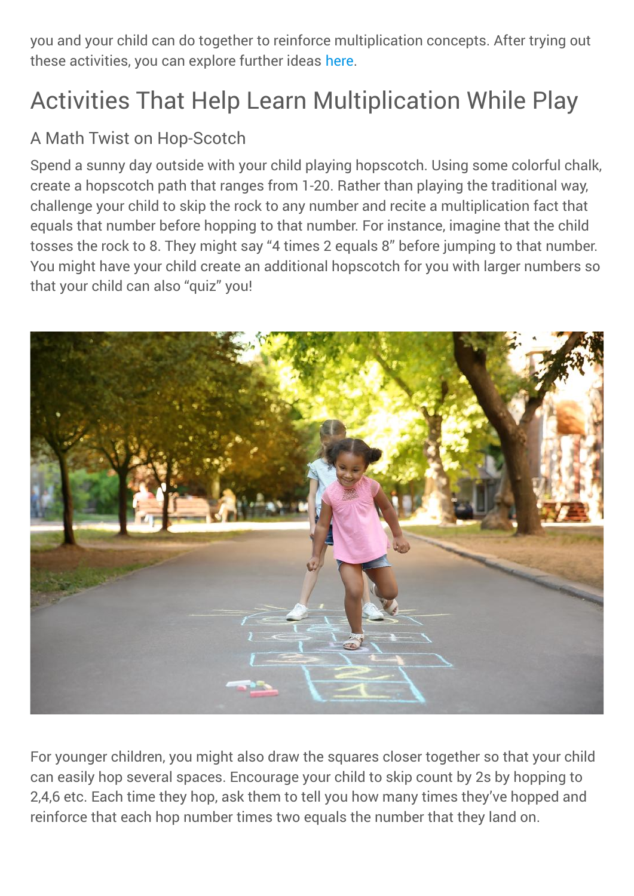you and your child can do together to reinforce multiplication concepts. After trying out these activities, you can explore further ideas here.

## Activities That Help Learn Multiplication While Play

### A Math Twist on Hop-Scotch

Spend a sunny day outside with your child playing hopscotch. Using some colorful chalk, create a hopscotch path that ranges from 1-20. Rather than playing the traditional way, challenge your child to skip the rock to any number and recite a multiplication fact that equals that number before hopping to that number. For instance, imagine that the child tosses the rock to 8. They might say "4 times 2 equals 8" before jumping to that number. You might have your child create an additional hopscotch for you with larger numbers so that your child can also "quiz" you!

For younger children, you might also draw the squares closer together so that your child can easily hop several spaces. Encourage your child to skip count by 2s by hopping to 2,4,6 etc. Each time they hop, ask them to tell you how many times they've hopped and reinforce that each hop number times two equals the number that they land on.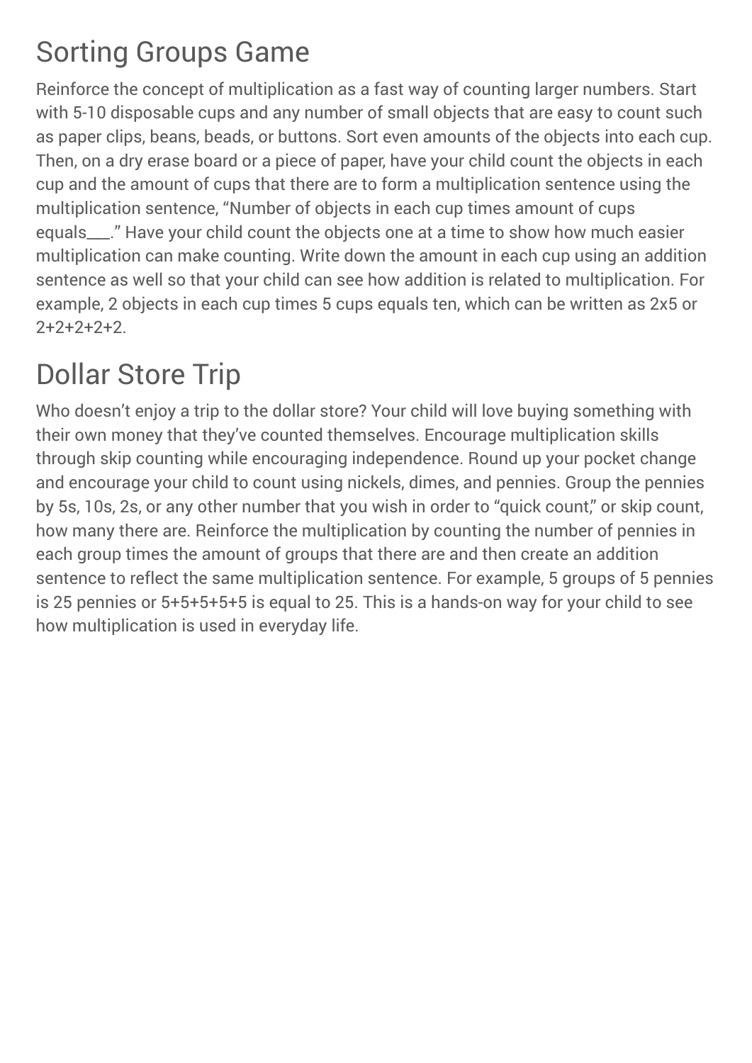## Sorting Groups Game

Reinforce the concept of multiplication as a fast way of counting larger numbers. Start with 5-10 disposable cups and any number of small objects that are easy to count such as paper clips, beans, beads, or buttons. Sort even amounts of the objects into each cup. Then, on a dry erase board or a piece of paper, have your child count the objects in each cup and the amount of cups that there are to form a multiplication sentence using the multiplication sentence, "Number of objects in each cup times amount of cups equals___." Have your child count the objects one at a time to show how much easier multiplication can make counting. Write down the amount in each cup using an addition sentence as well so that your child can see how addition is related to multiplication. For example, 2 objects in each cup times 5 cups equals ten, which can be written as 2x5 or 2+2+2+2+2.

## Dollar Store Trip

Who doesn't enjoy a trip to the dollar store? Your child will love buying something with their own money that they've counted themselves. Encourage multiplication skills through skip counting while encouraging independence. Round up your pocket change and encourage your child to count using nickels, dimes, and pennies. Group the pennies by 5s, 10s, 2s, or any other number that you wish in order to "quick count," or skip count, how many there are. Reinforce the multiplication by counting the number of pennies in each group times the amount of groups that there are and then create an addition sentence to reflect the same multiplication sentence. For example, 5 groups of 5 pennies is 25 pennies or 5+5+5+5+5 is equal to 25. This is a hands-on way for your child to see how multiplication is used in everyday life.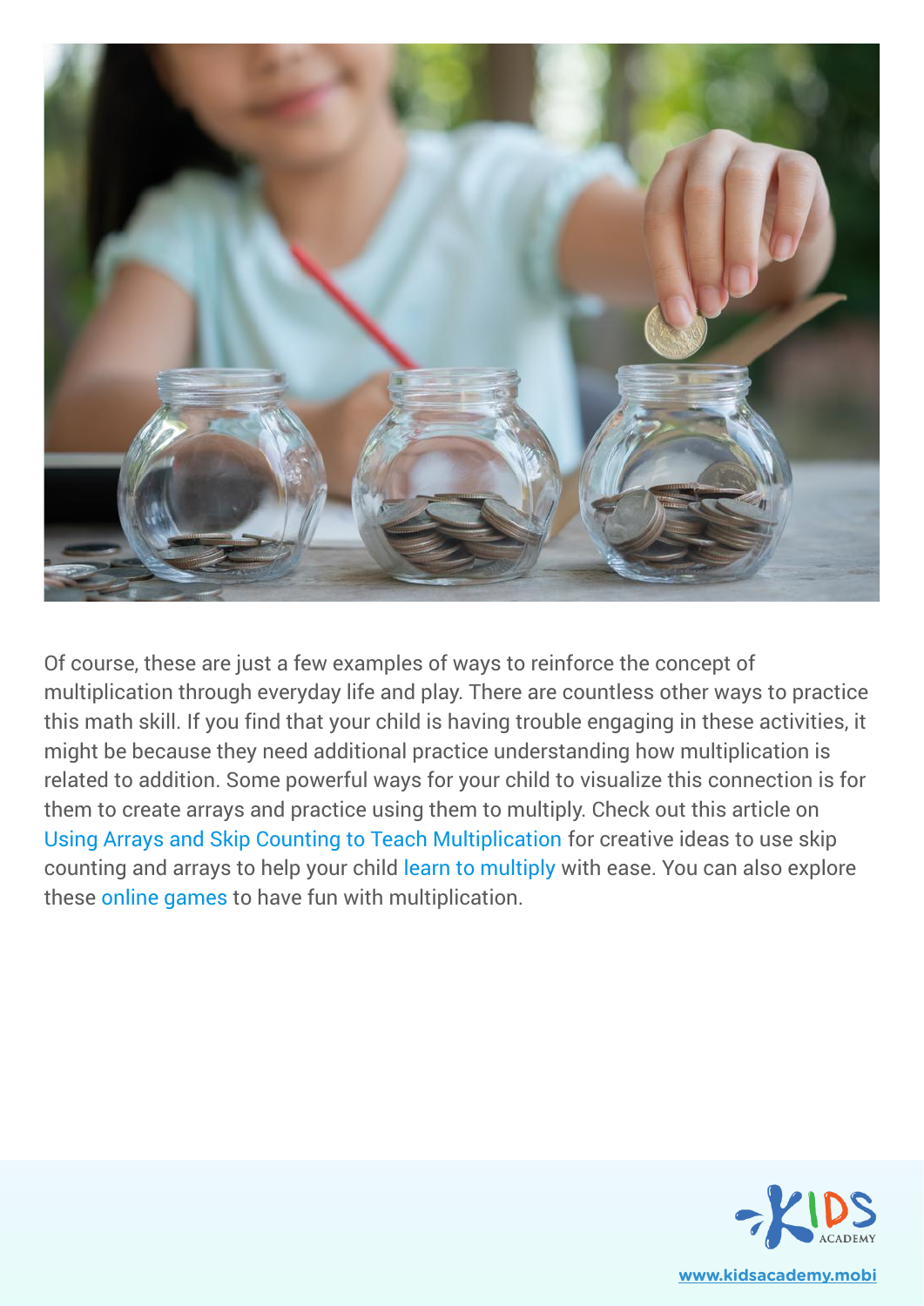Of course, these are just a few examples of ways to reinforce the concept of multiplication through everyday life and play. There are countless other ways to practice this math skill. If you find that your child is having trouble engaging in these activities, it might be because they need additional practice understanding how multiplication is related to addition. Some powerful ways for your child to visualize this connection is for them to create arrays and practice using them to multiply. Check out this article on Using Arrays and Skip Counting to Teach Multiplication for creative ideas to use skip counting and arrays to help your child learn to multiply with ease. You can also explore these online games to have fun with multiplication.